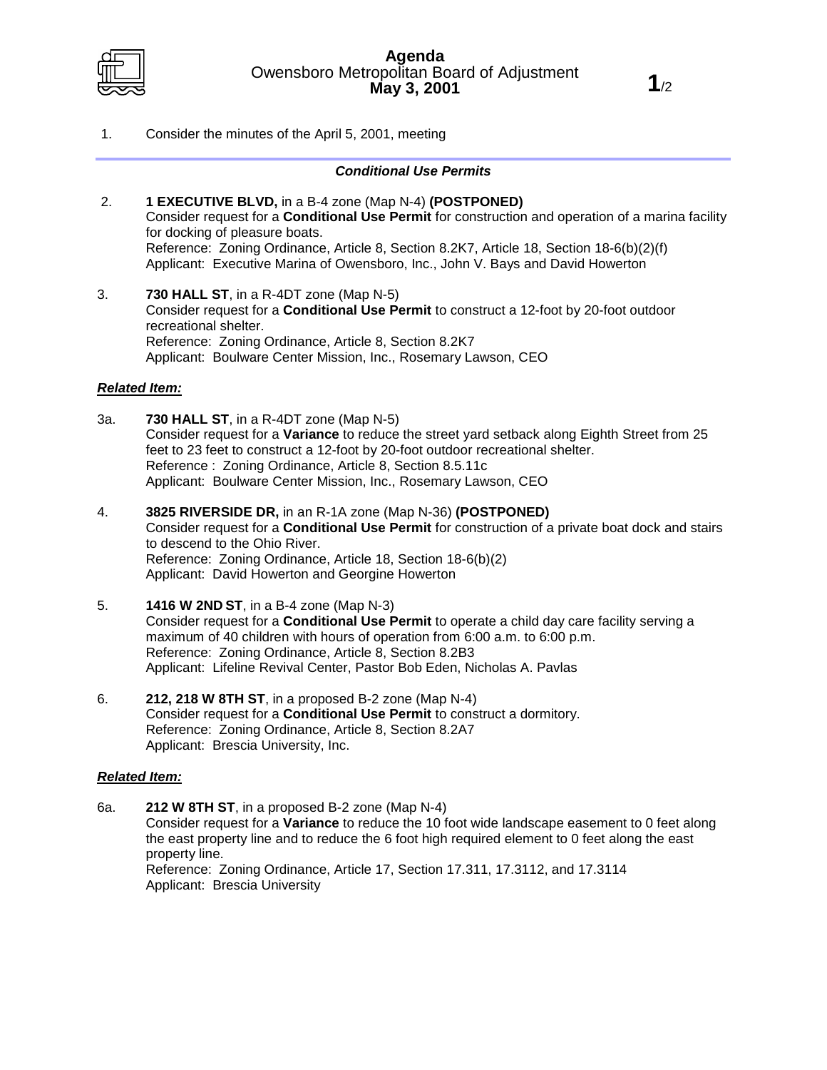# Agenda

## Owensboro Metropolitan Board of Adjustment

**May 3, 2001**

1. Consider the minutes of the April 5, 2001, meeting

---

### *Conditional Use Permits*

2. **1 EXECUTIVE BLVD,** in a B-4 zone (Map N-4) **(POSTPONED)**
   Consider request for a **Conditional Use Permit** for construction and operation of a marina facility for docking of pleasure boats.
   Reference: Zoning Ordinance, Article 8, Section 8.2K7, Article 18, Section 18-6(b)(2)(f)
   Applicant: Executive Marina of Owensboro, Inc., John V. Bays and David Howerton

3. **730 HALL ST**, in a R-4DT zone (Map N-5)
   Consider request for a **Conditional Use Permit** to construct a 12-foot by 20-foot outdoor recreational shelter.
   Reference: Zoning Ordinance, Article 8, Section 8.2K7
   Applicant: Boulware Center Mission, Inc., Rosemary Lawson, CEO

***Related Item:***

3a. **730 HALL ST**, in a R-4DT zone (Map N-5)
   Consider request for a **Variance** to reduce the street yard setback along Eighth Street from 25 feet to 23 feet to construct a 12-foot by 20-foot outdoor recreational shelter.
   Reference : Zoning Ordinance, Article 8, Section 8.5.11c
   Applicant: Boulware Center Mission, Inc., Rosemary Lawson, CEO

4. **3825 RIVERSIDE DR,** in an R-1A zone (Map N-36) **(POSTPONED)**
   Consider request for a **Conditional Use Permit** for construction of a private boat dock and stairs to descend to the Ohio River.
   Reference: Zoning Ordinance, Article 18, Section 18-6(b)(2)
   Applicant: David Howerton and Georgine Howerton

5. **1416 W 2ND ST**, in a B-4 zone (Map N-3)
   Consider request for a **Conditional Use Permit** to operate a child day care facility serving a maximum of 40 children with hours of operation from 6:00 a.m. to 6:00 p.m.
   Reference: Zoning Ordinance, Article 8, Section 8.2B3
   Applicant: Lifeline Revival Center, Pastor Bob Eden, Nicholas A. Pavlas

6. **212, 218 W 8TH ST**, in a proposed B-2 zone (Map N-4)
   Consider request for a **Conditional Use Permit** to construct a dormitory.
   Reference: Zoning Ordinance, Article 8, Section 8.2A7
   Applicant: Brescia University, Inc.

***Related Item:***

6a. **212 W 8TH ST**, in a proposed B-2 zone (Map N-4)
   Consider request for a **Variance** to reduce the 10 foot wide landscape easement to 0 feet along the east property line and to reduce the 6 foot high required element to 0 feet along the east property line.
   Reference: Zoning Ordinance, Article 17, Section 17.311, 17.3112, and 17.3114
   Applicant: Brescia University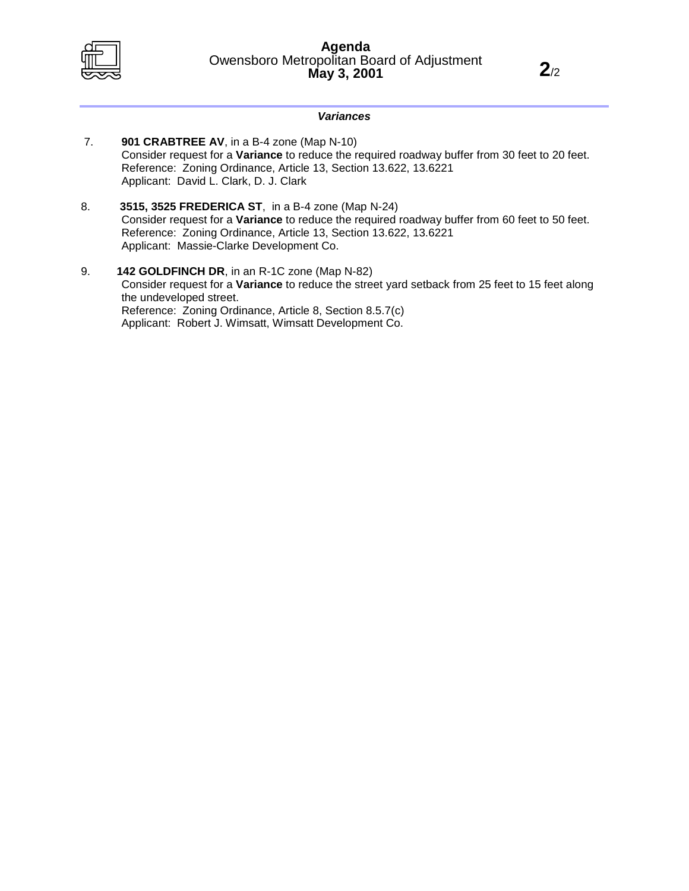### *Variances*

7. **901 CRABTREE AV**, in a B-4 zone (Map N-10)
   Consider request for a **Variance** to reduce the required roadway buffer from 30 feet to 20 feet.
   Reference: Zoning Ordinance, Article 13, Section 13.622, 13.6221
   Applicant: David L. Clark, D. J. Clark

8. **3515, 3525 FREDERICA ST**, in a B-4 zone (Map N-24)
   Consider request for a **Variance** to reduce the required roadway buffer from 60 feet to 50 feet.
   Reference: Zoning Ordinance, Article 13, Section 13.622, 13.6221
   Applicant: Massie-Clarke Development Co.

9. **142 GOLDFINCH DR**, in an R-1C zone (Map N-82)
   Consider request for a **Variance** to reduce the street yard setback from 25 feet to 15 feet along the undeveloped street.
   Reference: Zoning Ordinance, Article 8, Section 8.5.7(c)
   Applicant: Robert J. Wimsatt, Wimsatt Development Co.